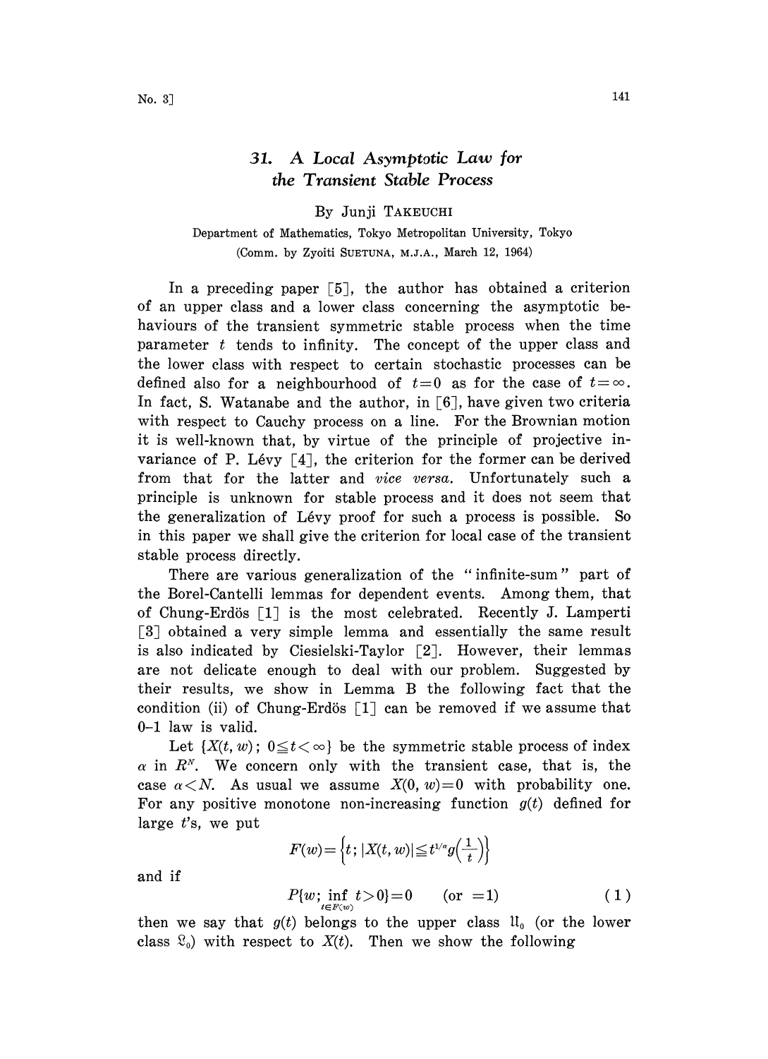# 31. A Local Asymptotic Law for the Transient Stable Process

By Junji TAKEUCHI

Department of Mathematics, Tokyo Metropolitan University, Tokyo

(Comm. by Zyoiti SUETUNA, M.J.A., March 12, 1964)

In a preceding paper [5], the author has obtained a criterion of an upper class and a lower class concerning the asymptotic behaviours of the transient symmetric stable process when the time parameter $t$ tends to infinity. The concept of the upper class and the lower class with respect to certain stochastic processes can be defined also for a neighbourhood of $t=0$ as for the case of $t=\infty$. In fact, S. Watanabe and the author, in [6], have given two criteria with respect to Cauchy process on a line. For the Brownian motion it is well-known that, by virtue of the principle of projective invariance of P. Lévy [4], the criterion for the former can be derived from that for the latter and *vice versa*. Unfortunately such a principle is unknown for stable process and it does not seem that the generalization of Lévy proof for such a process is possible. So in this paper we shall give the criterion for local case of the transient stable process directly.

There are various generalization of the "infinite-sum" part of the Borel-Cantelli lemmas for dependent events. Among them, that of Chung-Erdös [1] is the most celebrated. Recently J. Lamperti [3] obtained a very simple lemma and essentially the same result is also indicated by Ciesielski-Taylor [2]. However, their lemmas are not delicate enough to deal with our problem. Suggested by their results, we show in Lemma B the following fact that the condition (ii) of Chung-Erdös [1] can be removed if we assume that 0-1 law is valid.

Let $\{X(t, w);\ 0\leqq t<\infty\}$ be the symmetric stable process of index $\alpha$ in $R^N$. We concern only with the transient case, that is, the case $\alpha<N$. As usual we assume $X(0, w)=0$ with probability one. For any positive monotone non-increasing function $g(t)$ defined for large $t$'s, we put

$$F(w)=\left\{t;\ |X(t, w)|\leqq t^{1/\alpha}g\left(\frac{1}{t}\right)\right\}$$

and if

$$P\{w;\ \inf_{t\in F(w)} t>0\}=0 \qquad (\text{or } =1) \tag{1}$$

then we say that $g(t)$ belongs to the upper class $\mathfrak{U}_0$ (or the lower class $\mathfrak{L}_0$) with respect to $X(t)$. Then we show the following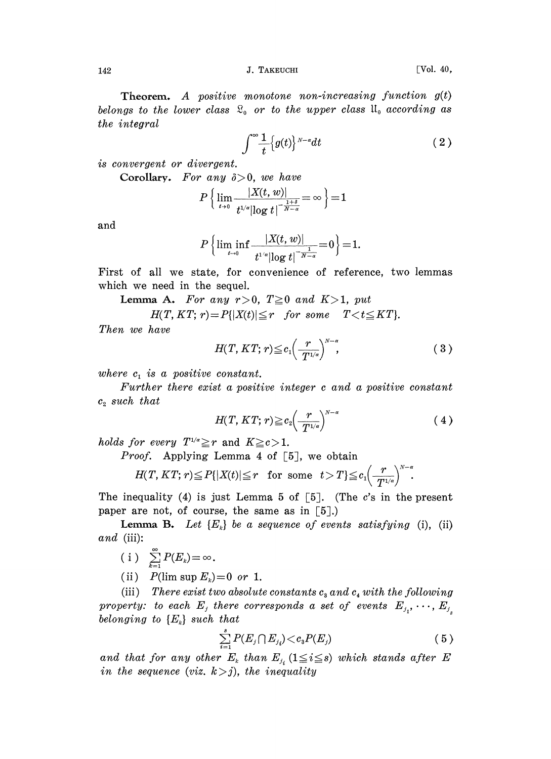**Theorem.** *A positive monotone non-increasing function $g(t)$ belongs to the lower class $\mathfrak{L}_0$ or to the upper class $\mathfrak{U}_0$ according as the integral*

$$\int^{\infty} \frac{1}{t} \{g(t)\}^{N-\alpha} dt \tag{2}$$

*is convergent or divergent.*

**Corollary.** *For any $\delta > 0$, we have*

$$P\left\{ \lim_{t \to 0} \frac{|X(t, w)|}{t^{1/\alpha} |\log t|^{-\frac{1+\delta}{N-\alpha}}} = \infty \right\} = 1$$

and

$$P\left\{ \liminf_{t \to 0} \frac{|X(t, w)|}{t^{1/\alpha} |\log t|^{-\frac{1}{N-\alpha}}} = 0 \right\} = 1.$$

First of all we state, for convenience of reference, two lemmas which we need in the sequel.

**Lemma A.** *For any $r > 0$, $T \geqq 0$ and $K > 1$, put*

$$H(T, KT; r) = P\{|X(t)| \leqq r \quad \text{for some} \quad T < t \leqq KT\}.$$

*Then we have*

$$H(T, KT; r) \leqq c_1 \left( \frac{r}{T^{1/\alpha}} \right)^{N-\alpha}, \tag{3}$$

*where $c_1$ is a positive constant.*

*Further there exist a positive integer $c$ and a positive constant $c_2$ such that*

$$H(T, KT; r) \geqq c_2 \left( \frac{r}{T^{1/\alpha}} \right)^{N-\alpha} \tag{4}$$

*holds for every $T^{1/\alpha} \geqq r$* and *$K \geqq c > 1$.*

*Proof.* Applying Lemma 4 of [5], we obtain

$$H(T, KT; r) \leqq P\{|X(t)| \leqq r \quad \text{for some} \quad t > T\} \leqq c_1 \left( \frac{r}{T^{1/\alpha}} \right)^{N-\alpha}.$$

The inequality (4) is just Lemma 5 of [5]. (The $c$'s in the present paper are not, of course, the same as in [5].)

**Lemma B.** *Let $\{E_k\}$ be a sequence of events satisfying* (i), (ii) *and* (iii):

( i ) $\sum_{k=1}^{\infty} P(E_k) = \infty$.

(ii) $P(\limsup E_k) = 0$ *or* 1.

(iii) *There exist two absolute constants $c_3$ and $c_4$ with the following property: to each $E_j$ there corresponds a set of events $E_{j_1}, \cdots, E_{j_s}$ belonging to $\{E_k\}$ such that*

$$\sum_{i=1}^{s} P(E_j \cap E_{j_i}) < c_3 P(E_j) \tag{5}$$

*and that for any other $E_k$ than $E_{j_i}$ $(1 \leqq i \leqq s)$ which stands after $E$ in the sequence (viz. $k > j$), the inequality*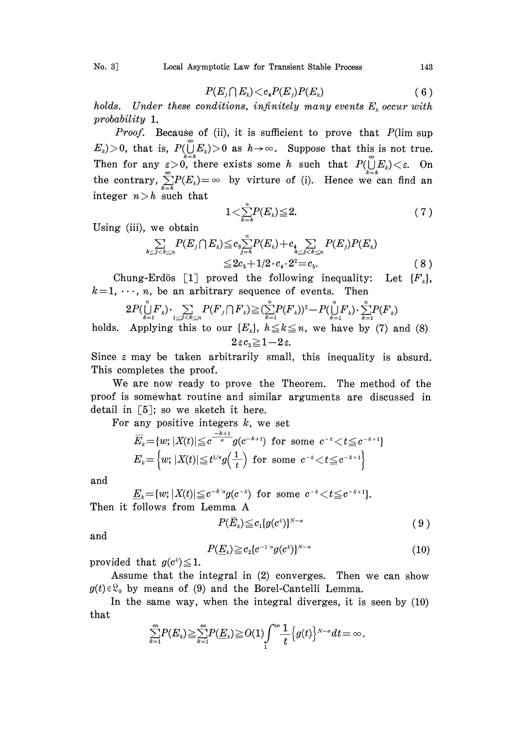$$P(E_j \cap E_k) < c_4 P(E_j) P(E_k) \tag{6}$$

*holds. Under these conditions, infinitely many events $E_k$ occur with probability* 1.

*Proof.* Because of (ii), it is sufficient to prove that $P(\limsup E_k) > 0$, that is, $P(\bigcup_{k=h}^{\infty} E_k) > 0$ as $h \to \infty$. Suppose that this is not true. Then for any $\varepsilon > 0$, there exists some $h$ such that $P(\bigcup_{k=h}^{\infty} E_k) < \varepsilon$. On the contrary, $\sum_{k=h}^{\infty} P(E_k) = \infty$ by virture of (i). Hence we can find an integer $n > h$ such that

$$1 < \sum_{k=h}^{n} P(E_k) \leqq 2. \tag{7}$$

Using (iii), we obtain

$$\begin{aligned}\sum_{h \leqq j < k \leqq n} P(E_j \cap E_k) &\leqq c_3 \sum_{j=h}^{n} P(E_k) + c_4 \sum_{h \leqq j < k \leqq n} P(E_j) P(E_k) \\ &\leqq 2c_3 + 1/2 \cdot c_4 \cdot 2^2 = c_5.\end{aligned} \tag{8}$$

Chung-Erdös [1] proved the following inequality: Let $\{F_k\}$, $k = 1, \cdots, n$, be an arbitrary sequence of events. Then

$$2P(\bigcup_{k=1}^{n} F_k) \cdot \sum_{1 \leqq j < k \leqq n} P(F_j \cap F_k) \geqq (\sum_{k=1}^{n} P(F_k))^2 - P(\bigcup_{k=1}^{n} F_k) \cdot \sum_{k=1}^{n} P(F_k)$$

holds. Applying this to our $\{E_k\}$, $h \leqq k \leqq n$, we have by (7) and (8)

$$2\varepsilon c_5 \geqq 1 - 2\varepsilon.$$

Since $\varepsilon$ may be taken arbitrarily small, this inequality is absurd. This completes the proof.

We are now ready to prove the Theorem. The method of the proof is somewhat routine and similar arguments are discussed in detail in [5]; so we sketch it here.

For any positive integers $k$, we set

$$\overline{E}_k = \{w;\, |X(t)| \leqq c^{\frac{-k+1}{\alpha}} g(c^{-k+1}) \text{ for some } c^{-k} < t \leqq c^{-k+1}\}$$

$$E_k = \left\{w;\, |X(t)| \leqq t^{1/\alpha} g\left(\frac{1}{t}\right) \text{ for some } c^{-k} < t \leqq c^{-k+1}\right\}$$

and

$$\underline{E}_k = \{w;\, |X(t)| \leqq c^{-k/\alpha} g(c^{-k}) \text{ for some } c^{-k} < t \leqq c^{-k+1}\}.$$

Then it follows from Lemma A

$$P(\overline{E}_k) \leqq c_1 \{g(c^k)\}^{N-\alpha} \tag{9}$$

and

$$P(\underline{E}_k) \geqq c_2 \{c^{-1/\alpha} g(c^k)\}^{N-\alpha} \tag{10}$$

provided that $g(c^k) \leqq 1$.

Assume that the integral in (2) converges. Then we can show $g(t) \in \mathfrak{L}_0$ by means of (9) and the Borel-Cantelli Lemma.

In the same way, when the integral diverges, it is seen by (10) that

$$\sum_{k=1}^{\infty} P(E_k) \geqq \sum_{k=1}^{\infty} P(\underline{E}_k) \geqq O(1) \int_1^{\infty} \frac{1}{t} \{g(t)\}^{N-\alpha} dt = \infty.$$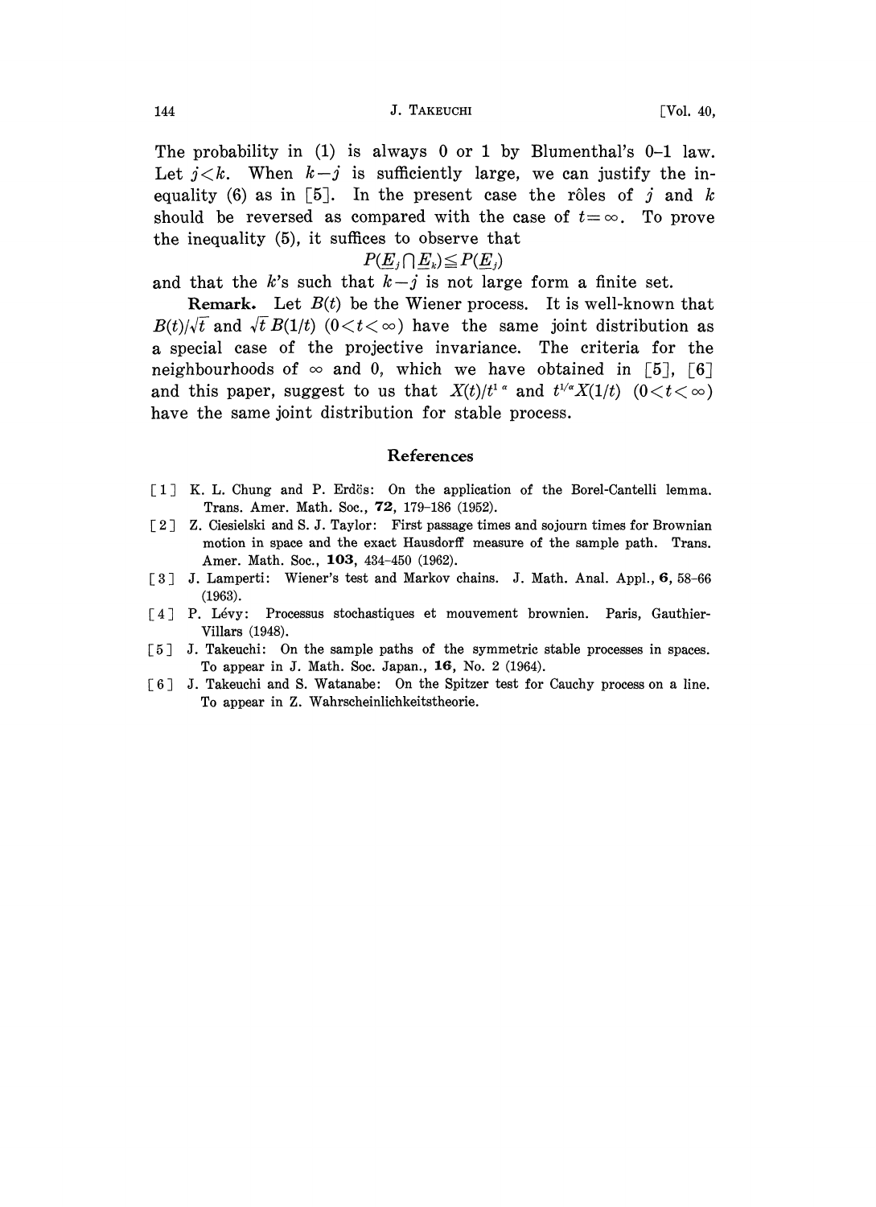The probability in (1) is always 0 or 1 by Blumenthal's 0–1 law. Let $j<k$. When $k-j$ is sufficiently large, we can justify the inequality (6) as in [5]. In the present case the rôles of $j$ and $k$ should be reversed as compared with the case of $t=\infty$. To prove the inequality (5), it suffices to observe that

$$P(\underline{E}_j \cap \underline{E}_k) \leqq P(\underline{E}_j)$$

and that the $k$'s such that $k-j$ is not large form a finite set.

**Remark.** Let $B(t)$ be the Wiener process. It is well-known that $B(t)/\sqrt{t}$ and $\sqrt{t}\,B(1/t)$ $(0<t<\infty)$ have the same joint distribution as a special case of the projective invariance. The criteria for the neighbourhoods of $\infty$ and 0, which we have obtained in [5], [6] and this paper, suggest to us that $X(t)/t^{1/\alpha}$ and $t^{1/\alpha}X(1/t)$ $(0<t<\infty)$ have the same joint distribution for stable process.

## References

[1] K. L. Chung and P. Erdös: On the application of the Borel-Cantelli lemma. Trans. Amer. Math. Soc., **72**, 179–186 (1952).

[2] Z. Ciesielski and S. J. Taylor: First passage times and sojourn times for Brownian motion in space and the exact Hausdorff measure of the sample path. Trans. Amer. Math. Soc., **103**, 434–450 (1962).

[3] J. Lamperti: Wiener's test and Markov chains. J. Math. Anal. Appl., **6**, 58–66 (1963).

[4] P. Lévy: Processus stochastiques et mouvement brownien. Paris, Gauthier-Villars (1948).

[5] J. Takeuchi: On the sample paths of the symmetric stable processes in spaces. To appear in J. Math. Soc. Japan., **16**, No. 2 (1964).

[6] J. Takeuchi and S. Watanabe: On the Spitzer test for Cauchy process on a line. To appear in Z. Wahrscheinlichkeitstheorie.